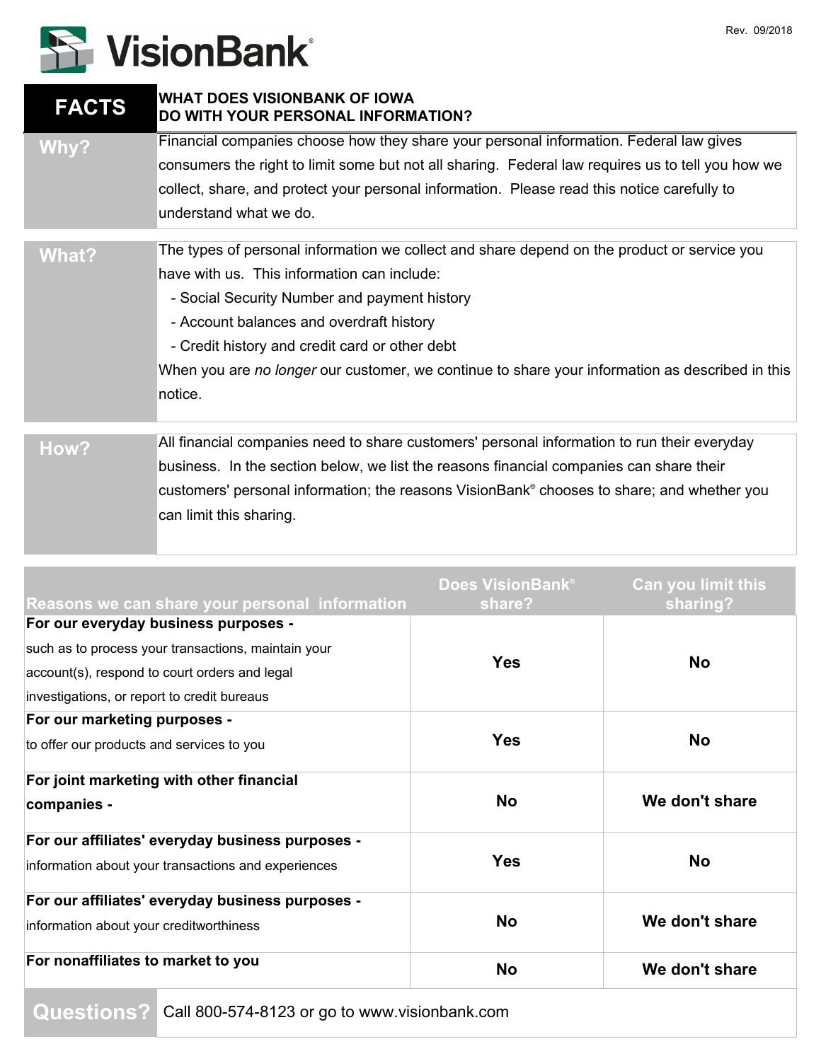VisionBank®

Rev. 09/2018

| FACTS | WHAT DOES VISIONBANK OF IOWA DO WITH YOUR PERSONAL INFORMATION? |
|---|---|
| **Why?** | Financial companies choose how they share your personal information. Federal law gives consumers the right to limit some but not all sharing. Federal law requires us to tell you how we collect, share, and protect your personal information. Please read this notice carefully to understand what we do. |
| **What?** | The types of personal information we collect and share depend on the product or service you have with us. This information can include:<br>- Social Security Number and payment history<br>- Account balances and overdraft history<br>- Credit history and credit card or other debt<br>When you are *no longer* our customer, we continue to share your information as described in this notice. |
| **How?** | All financial companies need to share customers' personal information to run their everyday business. In the section below, we list the reasons financial companies can share their customers' personal information; the reasons VisionBank® chooses to share; and whether you can limit this sharing. |

| Reasons we can share your personal information | Does VisionBank® share? | Can you limit this sharing? |
|---|---|---|
| **For our everyday business purposes -** such as to process your transactions, maintain your account(s), respond to court orders and legal investigations, or report to credit bureaus | **Yes** | **No** |
| **For our marketing purposes -** to offer our products and services to you | **Yes** | **No** |
| **For joint marketing with other financial companies -** | **No** | **We don't share** |
| **For our affiliates' everyday business purposes -** information about your transactions and experiences | **Yes** | **No** |
| **For our affiliates' everyday business purposes -** information about your creditworthiness | **No** | **We don't share** |
| **For nonaffiliates to market to you** | **No** | **We don't share** |

| **Questions?** | Call 800-574-8123 or go to www.visionbank.com |
|---|---|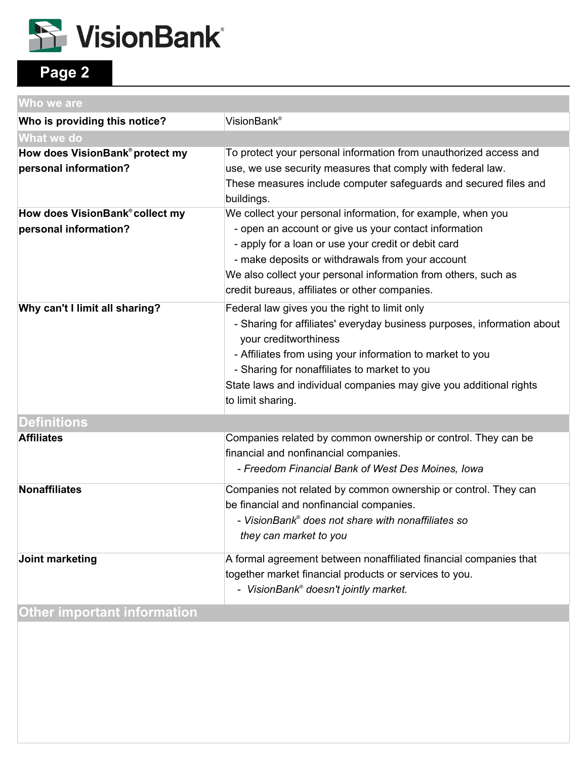# VisionBank®

## Page 2

| Who we are | |
|---|---|
| **Who is providing this notice?** | VisionBank® |
| **What we do** | |
| **How does VisionBank® protect my personal information?** | To protect your personal information from unauthorized access and use, we use security measures that comply with federal law. These measures include computer safeguards and secured files and buildings. |
| **How does VisionBank® collect my personal information?** | We collect your personal information, for example, when you<br>- open an account or give us your contact information<br>- apply for a loan or use your credit or debit card<br>- make deposits or withdrawals from your account<br>We also collect your personal information from others, such as credit bureaus, affiliates or other companies. |
| **Why can't I limit all sharing?** | Federal law gives you the right to limit only<br>- Sharing for affiliates' everyday business purposes, information about your creditworthiness<br>- Affiliates from using your information to market to you<br>- Sharing for nonaffiliates to market to you<br>State laws and individual companies may give you additional rights to limit sharing. |
| **Definitions** | |
| **Affiliates** | Companies related by common ownership or control. They can be financial and nonfinancial companies.<br>- *Freedom Financial Bank of West Des Moines, Iowa* |
| **Nonaffiliates** | Companies not related by common ownership or control. They can be financial and nonfinancial companies.<br>- *VisionBank® does not share with nonaffiliates so they can market to you* |
| **Joint marketing** | A formal agreement between nonaffiliated financial companies that together market financial products or services to you.<br>- *VisionBank® doesn't jointly market.* |

## Other important information